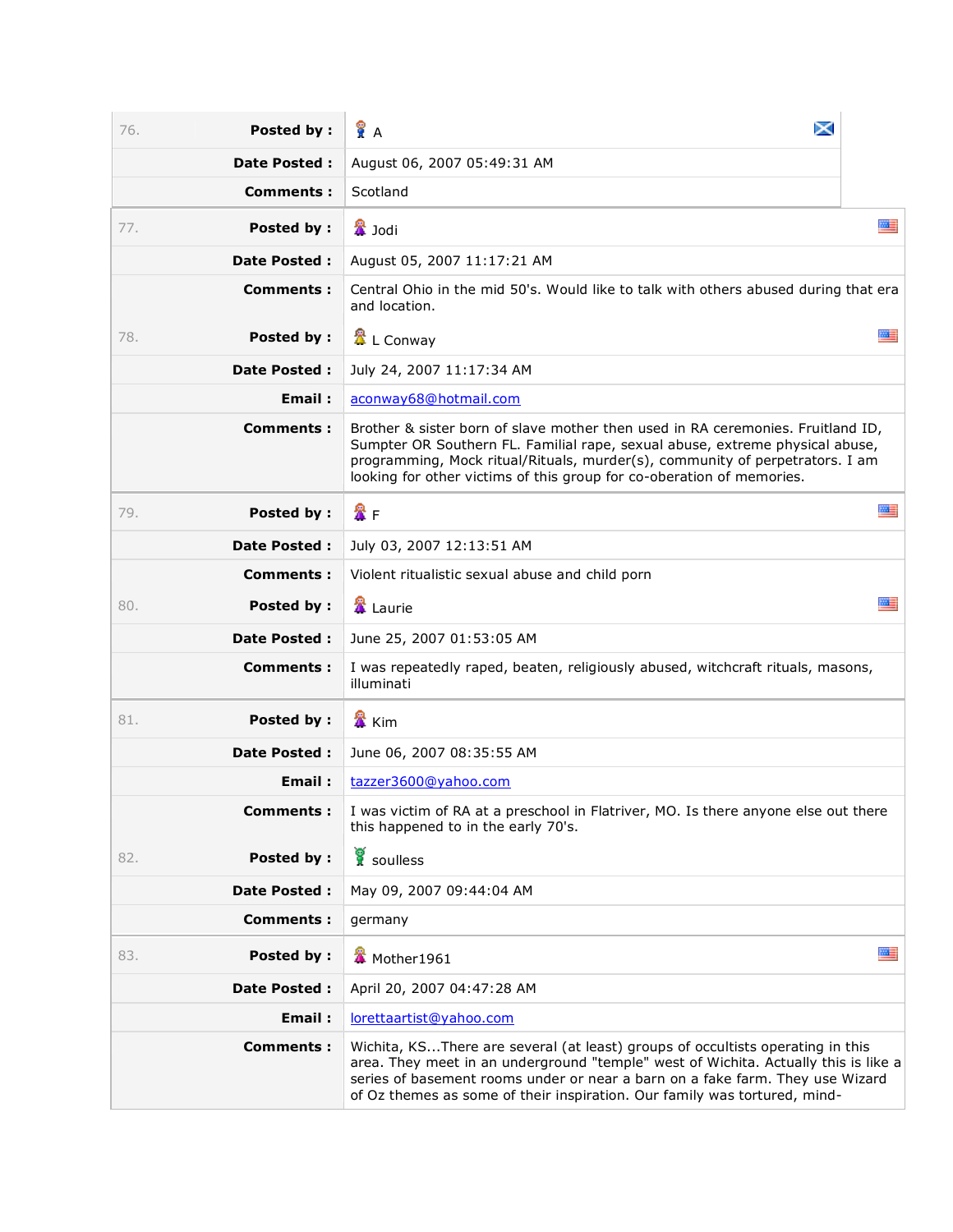| | | |
|---|---|---|
| 76. | **Posted by :** | A |
| | **Date Posted :** | August 06, 2007 05:49:31 AM |
| | **Comments :** | Scotland |

| | | |
|---|---|---|
| 77. | **Posted by :** | Jodi |
| | **Date Posted :** | August 05, 2007 11:17:21 AM |
| | **Comments :** | Central Ohio in the mid 50's. Would like to talk with others abused during that era and location. |
| 78. | **Posted by :** | L Conway |
| | **Date Posted :** | July 24, 2007 11:17:34 AM |
| | **Email :** | aconway68@hotmail.com |
| | **Comments :** | Brother & sister born of slave mother then used in RA ceremonies. Fruitland ID, Sumpter OR Southern FL. Familial rape, sexual abuse, extreme physical abuse, programming, Mock ritual/Rituals, murder(s), community of perpetrators. I am looking for other victims of this group for co-oberation of memories. |

| | | |
|---|---|---|
| 79. | **Posted by :** | F |
| | **Date Posted :** | July 03, 2007 12:13:51 AM |
| | **Comments :** | Violent ritualistic sexual abuse and child porn |
| 80. | **Posted by :** | Laurie |
| | **Date Posted :** | June 25, 2007 01:53:05 AM |
| | **Comments :** | I was repeatedly raped, beaten, religiously abused, witchcraft rituals, masons, illuminati |

| | | |
|---|---|---|
| 81. | **Posted by :** | Kim |
| | **Date Posted :** | June 06, 2007 08:35:55 AM |
| | **Email :** | tazzer3600@yahoo.com |
| | **Comments :** | I was victim of RA at a preschool in Flatriver, MO. Is there anyone else out there this happened to in the early 70's. |
| 82. | **Posted by :** | soulless |
| | **Date Posted :** | May 09, 2007 09:44:04 AM |
| | **Comments :** | germany |

| | | |
|---|---|---|
| 83. | **Posted by :** | Mother1961 |
| | **Date Posted :** | April 20, 2007 04:47:28 AM |
| | **Email :** | lorettaartist@yahoo.com |
| | **Comments :** | Wichita, KS...There are several (at least) groups of occultists operating in this area. They meet in an underground "temple" west of Wichita. Actually this is like a series of basement rooms under or near a barn on a fake farm. They use Wizard of Oz themes as some of their inspiration. Our family was tortured, mind- |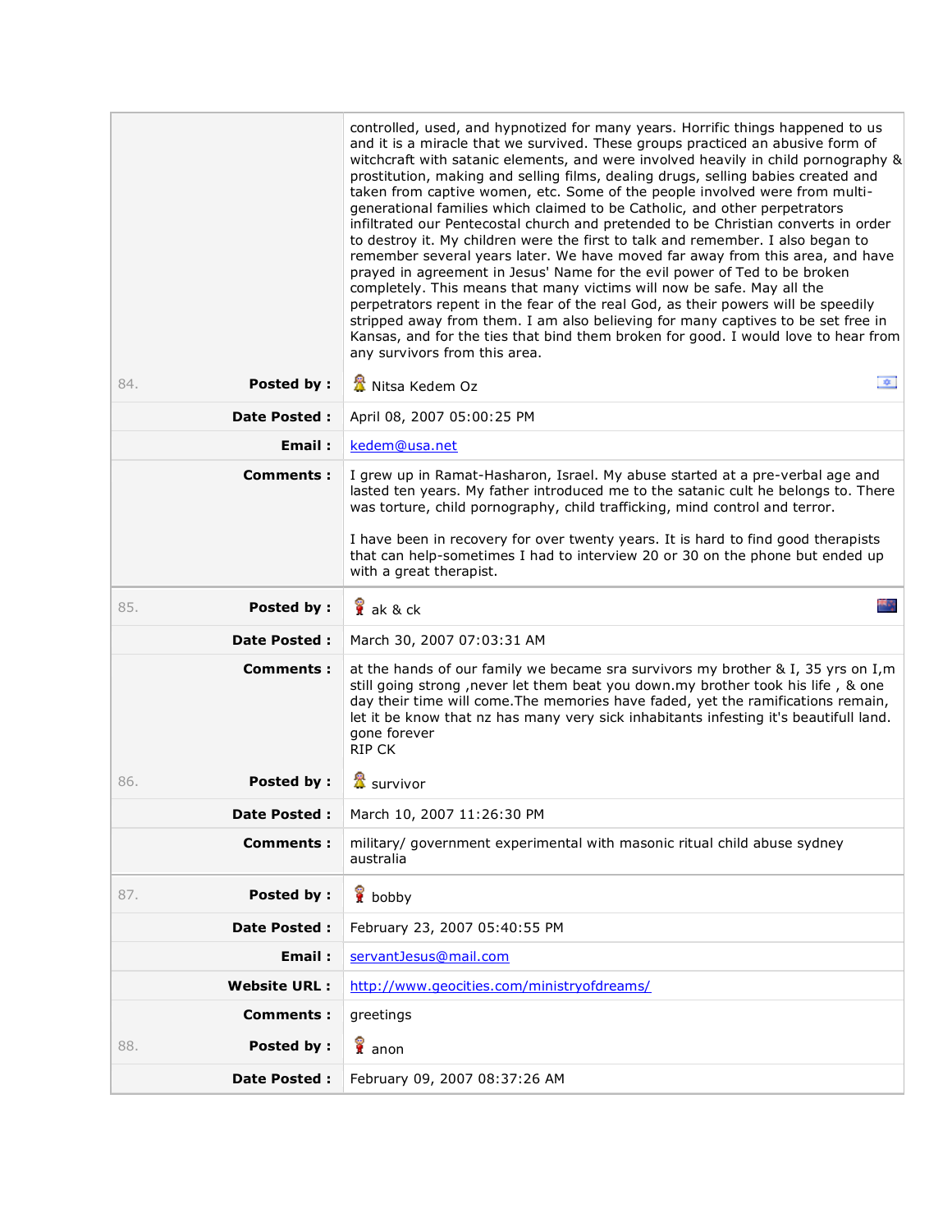controlled, used, and hypnotized for many years. Horrific things happened to us and it is a miracle that we survived. These groups practiced an abusive form of witchcraft with satanic elements, and were involved heavily in child pornography & prostitution, making and selling films, dealing drugs, selling babies created and taken from captive women, etc. Some of the people involved were from multi-generational families which claimed to be Catholic, and other perpetrators infiltrated our Pentecostal church and pretended to be Christian converts in order to destroy it. My children were the first to talk and remember. I also began to remember several years later. We have moved far away from this area, and have prayed in agreement in Jesus' Name for the evil power of Ted to be broken completely. This means that many victims will now be safe. May all the perpetrators repent in the fear of the real God, as their powers will be speedily stripped away from them. I am also believing for many captives to be set free in Kansas, and for the ties that bind them broken for good. I would love to hear from any survivors from this area.

| | | |
|---|---|---|
| 84. | **Posted by :** | Nitsa Kedem Oz |
| | **Date Posted :** | April 08, 2007 05:00:25 PM |
| | **Email :** | kedem@usa.net |
| | **Comments :** | I grew up in Ramat-Hasharon, Israel. My abuse started at a pre-verbal age and lasted ten years. My father introduced me to the satanic cult he belongs to. There was torture, child pornography, child trafficking, mind control and terror. I have been in recovery for over twenty years. It is hard to find good therapists that can help-sometimes I had to interview 20 or 30 on the phone but ended up with a great therapist. |
| 85. | **Posted by :** | ak & ck |
| | **Date Posted :** | March 30, 2007 07:03:31 AM |
| | **Comments :** | at the hands of our family we became sra survivors my brother & I, 35 yrs on I,m still going strong ,never let them beat you down.my brother took his life , & one day their time will come.The memories have faded, yet the ramifications remain, let it be know that nz has many very sick inhabitants infesting it's beautifull land. gone forever RIP CK |
| 86. | **Posted by :** | survivor |
| | **Date Posted :** | March 10, 2007 11:26:30 PM |
| | **Comments :** | military/ government experimental with masonic ritual child abuse sydney australia |
| 87. | **Posted by :** | bobby |
| | **Date Posted :** | February 23, 2007 05:40:55 PM |
| | **Email :** | servantJesus@mail.com |
| | **Website URL :** | http://www.geocities.com/ministryofdreams/ |
| | **Comments :** | greetings |
| 88. | **Posted by :** | anon |
| | **Date Posted :** | February 09, 2007 08:37:26 AM |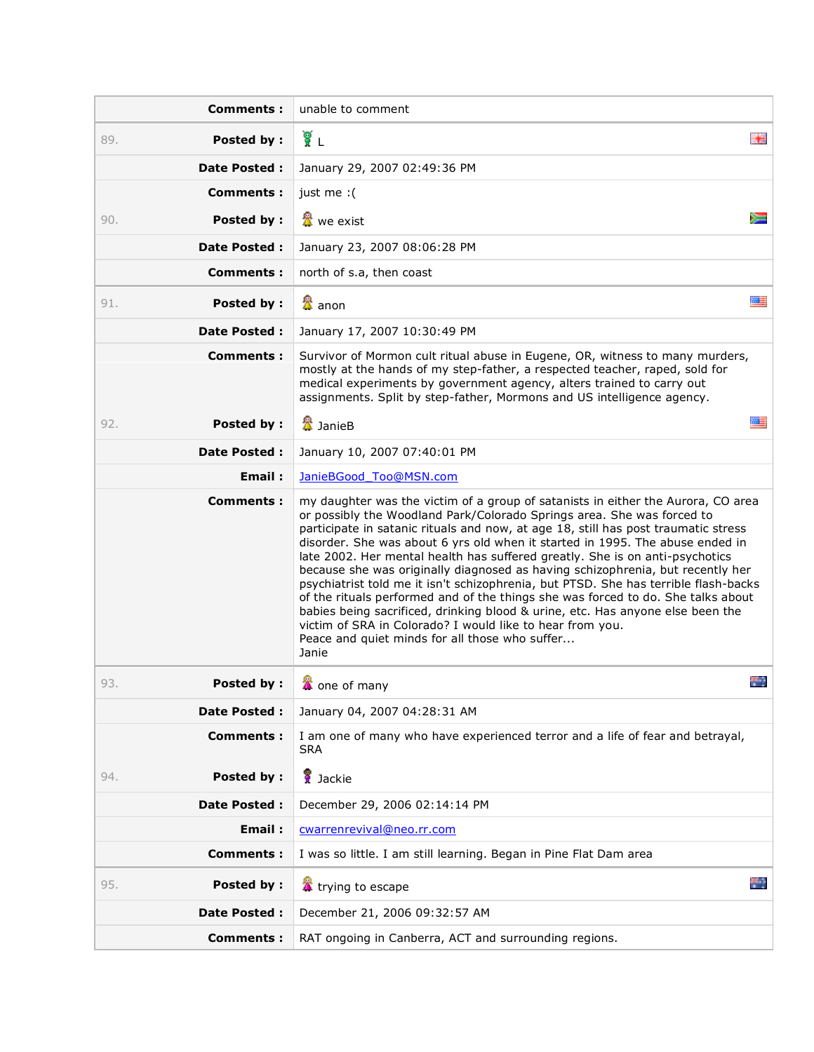| | | |
|---|---|---|
| | **Comments :** | unable to comment |
| 89. | **Posted by :** | L |
| | **Date Posted :** | January 29, 2007 02:49:36 PM |
| | **Comments :** | just me :( |
| 90. | **Posted by :** | we exist |
| | **Date Posted :** | January 23, 2007 08:06:28 PM |
| | **Comments :** | north of s.a, then coast |
| 91. | **Posted by :** | anon |
| | **Date Posted :** | January 17, 2007 10:30:49 PM |
| | **Comments :** | Survivor of Mormon cult ritual abuse in Eugene, OR, witness to many murders, mostly at the hands of my step-father, a respected teacher, raped, sold for medical experiments by government agency, alters trained to carry out assignments. Split by step-father, Mormons and US intelligence agency. |
| 92. | **Posted by :** | JanieB |
| | **Date Posted :** | January 10, 2007 07:40:01 PM |
| | **Email :** | JanieBGood_Too@MSN.com |
| | **Comments :** | my daughter was the victim of a group of satanists in either the Aurora, CO area or possibly the Woodland Park/Colorado Springs area. She was forced to participate in satanic rituals and now, at age 18, still has post traumatic stress disorder. She was about 6 yrs old when it started in 1995. The abuse ended in late 2002. Her mental health has suffered greatly. She is on anti-psychotics because she was originally diagnosed as having schizophrenia, but recently her psychiatrist told me it isn't schizophrenia, but PTSD. She has terrible flash-backs of the rituals performed and of the things she was forced to do. She talks about babies being sacrificed, drinking blood & urine, etc. Has anyone else been the victim of SRA in Colorado? I would like to hear from you.<br>Peace and quiet minds for all those who suffer...<br>Janie |
| 93. | **Posted by :** | one of many |
| | **Date Posted :** | January 04, 2007 04:28:31 AM |
| | **Comments :** | I am one of many who have experienced terror and a life of fear and betrayal, SRA |
| 94. | **Posted by :** | Jackie |
| | **Date Posted :** | December 29, 2006 02:14:14 PM |
| | **Email :** | cwarrenrevival@neo.rr.com |
| | **Comments :** | I was so little. I am still learning. Began in Pine Flat Dam area |
| 95. | **Posted by :** | trying to escape |
| | **Date Posted :** | December 21, 2006 09:32:57 AM |
| | **Comments :** | RAT ongoing in Canberra, ACT and surrounding regions. |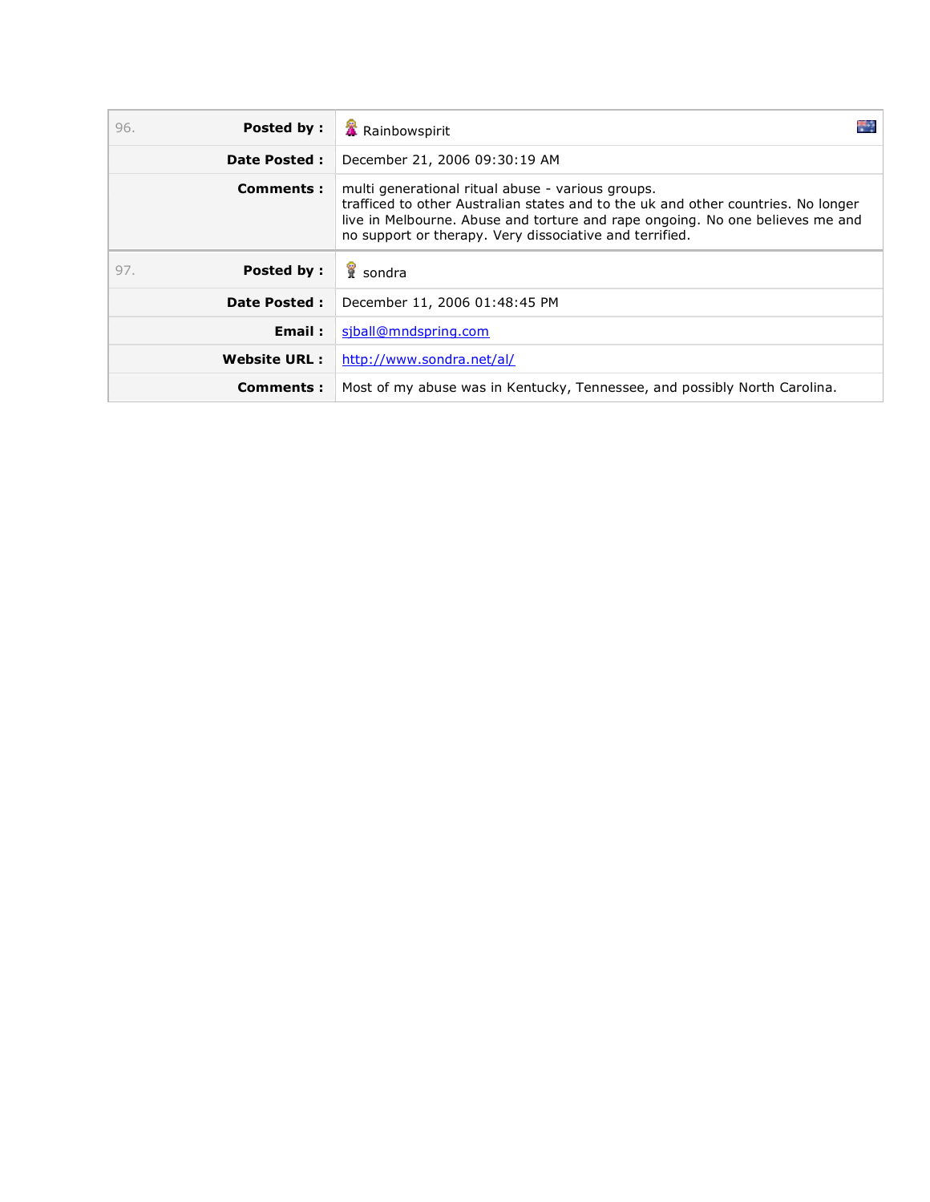| | |
|---|---|
| 96. **Posted by :** | Rainbowspirit |
| **Date Posted :** | December 21, 2006 09:30:19 AM |
| **Comments :** | multi generational ritual abuse - various groups. trafficed to other Australian states and to the uk and other countries. No longer live in Melbourne. Abuse and torture and rape ongoing. No one believes me and no support or therapy. Very dissociative and terrified. |

| | |
|---|---|
| 97. **Posted by :** | sondra |
| **Date Posted :** | December 11, 2006 01:48:45 PM |
| **Email :** | sjball@mndspring.com |
| **Website URL :** | http://www.sondra.net/al/ |
| **Comments :** | Most of my abuse was in Kentucky, Tennessee, and possibly North Carolina. |